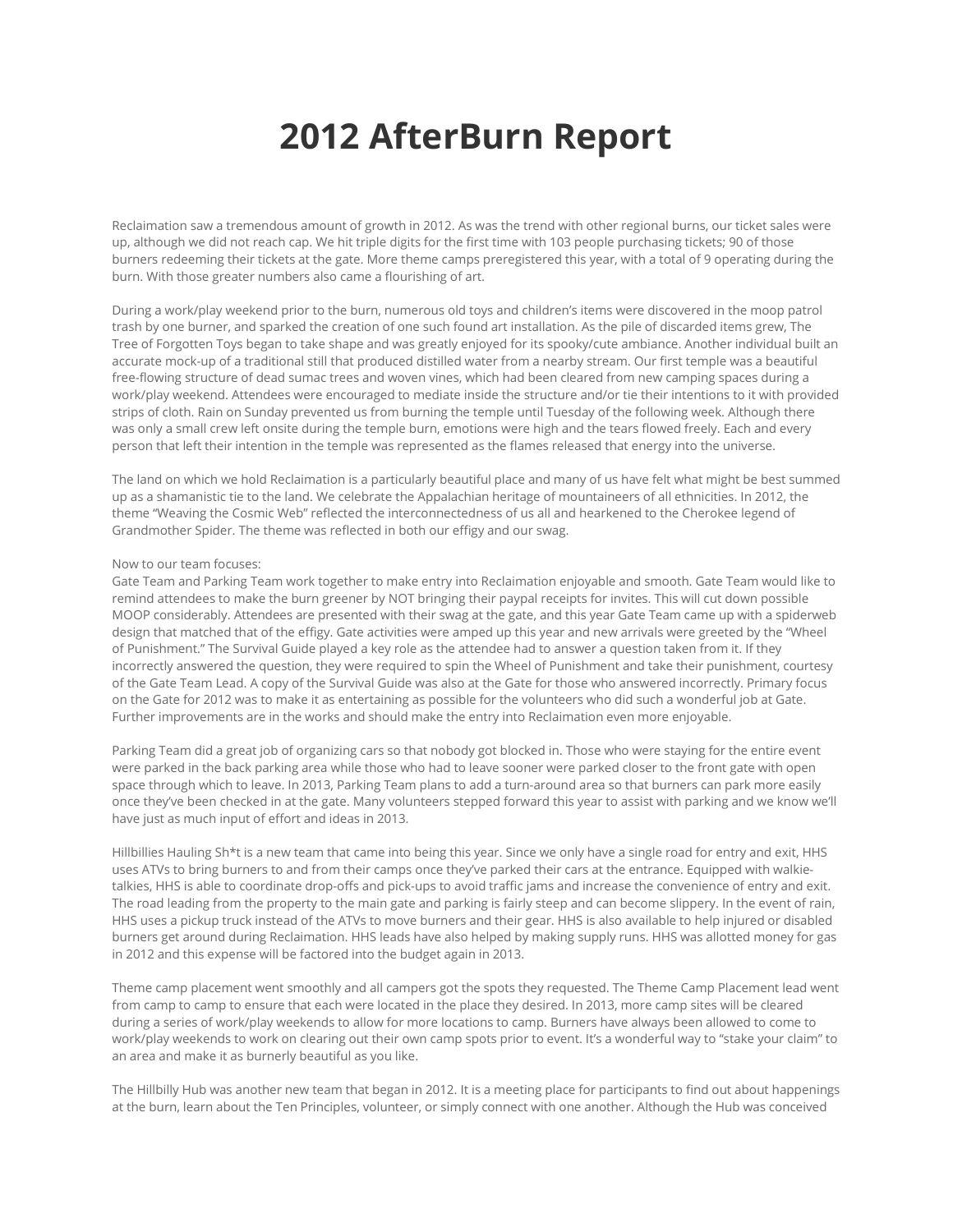# 2012 AfterBurn Report

Reclaimation saw a tremendous amount of growth in 2012. As was the trend with other regional burns, our ticket sales were up, although we did not reach cap. We hit triple digits for the first time with 103 people purchasing tickets; 90 of those burners redeeming their tickets at the gate. More theme camps preregistered this year, with a total of 9 operating during the burn. With those greater numbers also came a flourishing of art.

During a work/play weekend prior to the burn, numerous old toys and children's items were discovered in the moop patrol trash by one burner, and sparked the creation of one such found art installation. As the pile of discarded items grew, The Tree of Forgotten Toys began to take shape and was greatly enjoyed for its spooky/cute ambiance. Another individual built an accurate mock-up of a traditional still that produced distilled water from a nearby stream. Our first temple was a beautiful free-flowing structure of dead sumac trees and woven vines, which had been cleared from new camping spaces during a work/play weekend. Attendees were encouraged to mediate inside the structure and/or tie their intentions to it with provided strips of cloth. Rain on Sunday prevented us from burning the temple until Tuesday of the following week. Although there was only a small crew left onsite during the temple burn, emotions were high and the tears flowed freely. Each and every person that left their intention in the temple was represented as the flames released that energy into the universe.

The land on which we hold Reclaimation is a particularly beautiful place and many of us have felt what might be best summed up as a shamanistic tie to the land. We celebrate the Appalachian heritage of mountaineers of all ethnicities. In 2012, the theme "Weaving the Cosmic Web" reflected the interconnectedness of us all and hearkened to the Cherokee legend of Grandmother Spider. The theme was reflected in both our effigy and our swag.

Now to our team focuses:
Gate Team and Parking Team work together to make entry into Reclaimation enjoyable and smooth. Gate Team would like to remind attendees to make the burn greener by NOT bringing their paypal receipts for invites. This will cut down possible MOOP considerably. Attendees are presented with their swag at the gate, and this year Gate Team came up with a spiderweb design that matched that of the effigy. Gate activities were amped up this year and new arrivals were greeted by the "Wheel of Punishment." The Survival Guide played a key role as the attendee had to answer a question taken from it. If they incorrectly answered the question, they were required to spin the Wheel of Punishment and take their punishment, courtesy of the Gate Team Lead. A copy of the Survival Guide was also at the Gate for those who answered incorrectly. Primary focus on the Gate for 2012 was to make it as entertaining as possible for the volunteers who did such a wonderful job at Gate. Further improvements are in the works and should make the entry into Reclaimation even more enjoyable.

Parking Team did a great job of organizing cars so that nobody got blocked in. Those who were staying for the entire event were parked in the back parking area while those who had to leave sooner were parked closer to the front gate with open space through which to leave. In 2013, Parking Team plans to add a turn-around area so that burners can park more easily once they've been checked in at the gate. Many volunteers stepped forward this year to assist with parking and we know we'll have just as much input of effort and ideas in 2013.

Hillbillies Hauling Sh*t is a new team that came into being this year. Since we only have a single road for entry and exit, HHS uses ATVs to bring burners to and from their camps once they've parked their cars at the entrance. Equipped with walkie-talkies, HHS is able to coordinate drop-offs and pick-ups to avoid traffic jams and increase the convenience of entry and exit. The road leading from the property to the main gate and parking is fairly steep and can become slippery. In the event of rain, HHS uses a pickup truck instead of the ATVs to move burners and their gear. HHS is also available to help injured or disabled burners get around during Reclaimation. HHS leads have also helped by making supply runs. HHS was allotted money for gas in 2012 and this expense will be factored into the budget again in 2013.

Theme camp placement went smoothly and all campers got the spots they requested. The Theme Camp Placement lead went from camp to camp to ensure that each were located in the place they desired. In 2013, more camp sites will be cleared during a series of work/play weekends to allow for more locations to camp. Burners have always been allowed to come to work/play weekends to work on clearing out their own camp spots prior to event. It's a wonderful way to "stake your claim" to an area and make it as burnerly beautiful as you like.

The Hillbilly Hub was another new team that began in 2012. It is a meeting place for participants to find out about happenings at the burn, learn about the Ten Principles, volunteer, or simply connect with one another. Although the Hub was conceived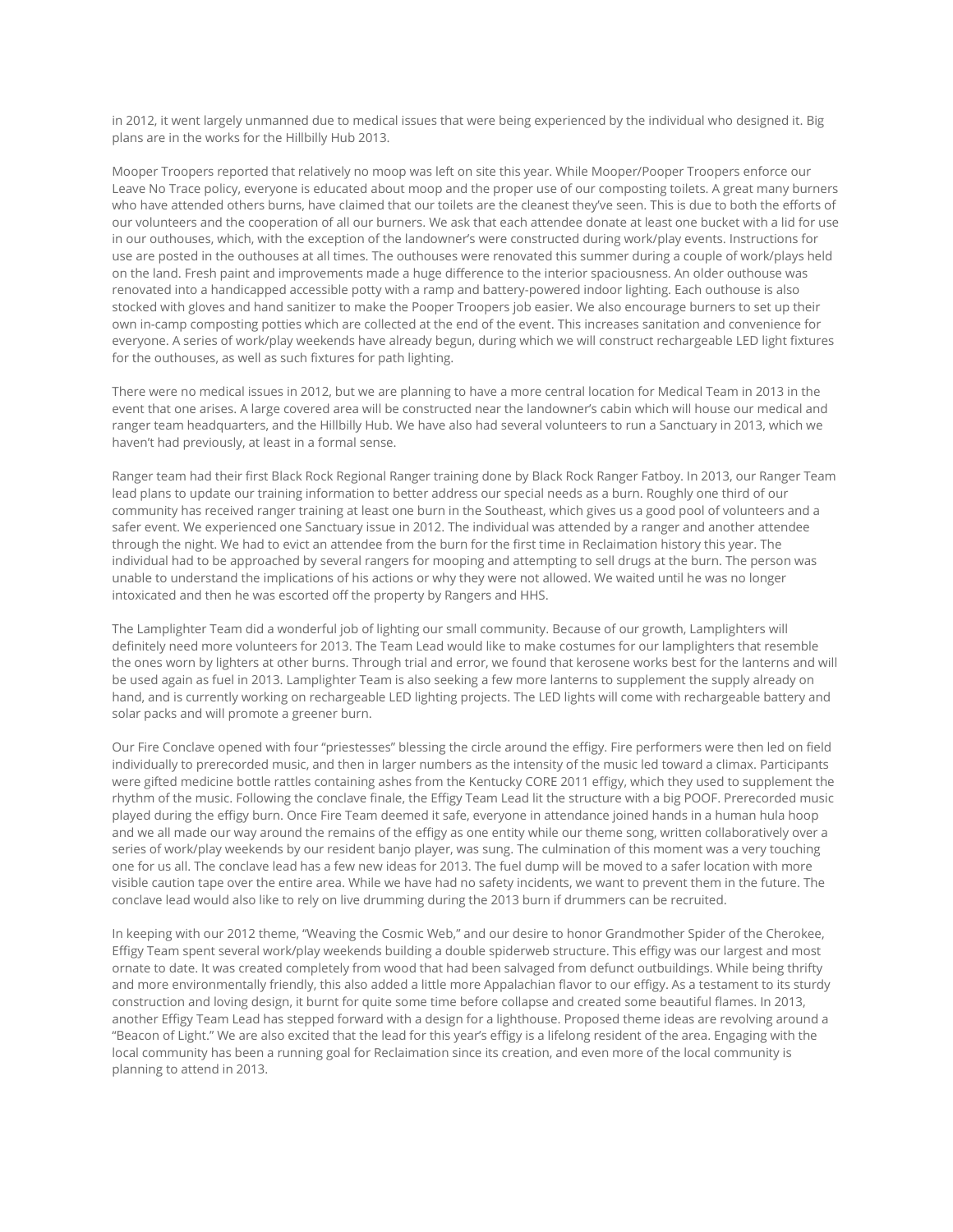in 2012, it went largely unmanned due to medical issues that were being experienced by the individual who designed it. Big plans are in the works for the Hillbilly Hub 2013.

Mooper Troopers reported that relatively no moop was left on site this year. While Mooper/Pooper Troopers enforce our Leave No Trace policy, everyone is educated about moop and the proper use of our composting toilets. A great many burners who have attended others burns, have claimed that our toilets are the cleanest they've seen. This is due to both the efforts of our volunteers and the cooperation of all our burners. We ask that each attendee donate at least one bucket with a lid for use in our outhouses, which, with the exception of the landowner's were constructed during work/play events. Instructions for use are posted in the outhouses at all times. The outhouses were renovated this summer during a couple of work/plays held on the land. Fresh paint and improvements made a huge difference to the interior spaciousness. An older outhouse was renovated into a handicapped accessible potty with a ramp and battery-powered indoor lighting. Each outhouse is also stocked with gloves and hand sanitizer to make the Pooper Troopers job easier. We also encourage burners to set up their own in-camp composting potties which are collected at the end of the event. This increases sanitation and convenience for everyone. A series of work/play weekends have already begun, during which we will construct rechargeable LED light fixtures for the outhouses, as well as such fixtures for path lighting.

There were no medical issues in 2012, but we are planning to have a more central location for Medical Team in 2013 in the event that one arises. A large covered area will be constructed near the landowner's cabin which will house our medical and ranger team headquarters, and the Hillbilly Hub. We have also had several volunteers to run a Sanctuary in 2013, which we haven't had previously, at least in a formal sense.

Ranger team had their first Black Rock Regional Ranger training done by Black Rock Ranger Fatboy. In 2013, our Ranger Team lead plans to update our training information to better address our special needs as a burn. Roughly one third of our community has received ranger training at least one burn in the Southeast, which gives us a good pool of volunteers and a safer event. We experienced one Sanctuary issue in 2012. The individual was attended by a ranger and another attendee through the night. We had to evict an attendee from the burn for the first time in Reclaimation history this year. The individual had to be approached by several rangers for mooping and attempting to sell drugs at the burn. The person was unable to understand the implications of his actions or why they were not allowed. We waited until he was no longer intoxicated and then he was escorted off the property by Rangers and HHS.

The Lamplighter Team did a wonderful job of lighting our small community. Because of our growth, Lamplighters will definitely need more volunteers for 2013. The Team Lead would like to make costumes for our lamplighters that resemble the ones worn by lighters at other burns. Through trial and error, we found that kerosene works best for the lanterns and will be used again as fuel in 2013. Lamplighter Team is also seeking a few more lanterns to supplement the supply already on hand, and is currently working on rechargeable LED lighting projects. The LED lights will come with rechargeable battery and solar packs and will promote a greener burn.

Our Fire Conclave opened with four "priestesses" blessing the circle around the effigy. Fire performers were then led on field individually to prerecorded music, and then in larger numbers as the intensity of the music led toward a climax. Participants were gifted medicine bottle rattles containing ashes from the Kentucky CORE 2011 effigy, which they used to supplement the rhythm of the music. Following the conclave finale, the Effigy Team Lead lit the structure with a big POOF. Prerecorded music played during the effigy burn. Once Fire Team deemed it safe, everyone in attendance joined hands in a human hula hoop and we all made our way around the remains of the effigy as one entity while our theme song, written collaboratively over a series of work/play weekends by our resident banjo player, was sung. The culmination of this moment was a very touching one for us all. The conclave lead has a few new ideas for 2013. The fuel dump will be moved to a safer location with more visible caution tape over the entire area. While we have had no safety incidents, we want to prevent them in the future. The conclave lead would also like to rely on live drumming during the 2013 burn if drummers can be recruited.

In keeping with our 2012 theme, "Weaving the Cosmic Web," and our desire to honor Grandmother Spider of the Cherokee, Effigy Team spent several work/play weekends building a double spiderweb structure. This effigy was our largest and most ornate to date. It was created completely from wood that had been salvaged from defunct outbuildings. While being thrifty and more environmentally friendly, this also added a little more Appalachian flavor to our effigy. As a testament to its sturdy construction and loving design, it burnt for quite some time before collapse and created some beautiful flames. In 2013, another Effigy Team Lead has stepped forward with a design for a lighthouse. Proposed theme ideas are revolving around a "Beacon of Light." We are also excited that the lead for this year's effigy is a lifelong resident of the area. Engaging with the local community has been a running goal for Reclaimation since its creation, and even more of the local community is planning to attend in 2013.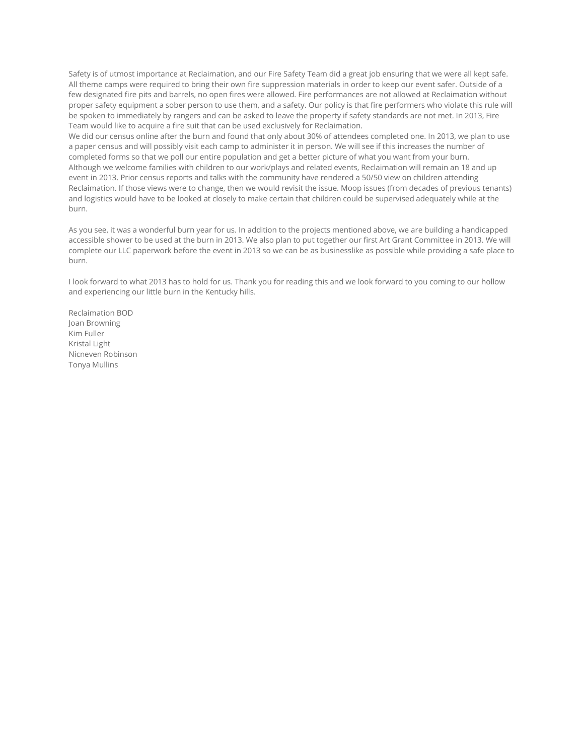Safety is of utmost importance at Reclaimation, and our Fire Safety Team did a great job ensuring that we were all kept safe. All theme camps were required to bring their own fire suppression materials in order to keep our event safer. Outside of a few designated fire pits and barrels, no open fires were allowed. Fire performances are not allowed at Reclaimation without proper safety equipment a sober person to use them, and a safety. Our policy is that fire performers who violate this rule will be spoken to immediately by rangers and can be asked to leave the property if safety standards are not met. In 2013, Fire Team would like to acquire a fire suit that can be used exclusively for Reclaimation.
We did our census online after the burn and found that only about 30% of attendees completed one. In 2013, we plan to use a paper census and will possibly visit each camp to administer it in person. We will see if this increases the number of completed forms so that we poll our entire population and get a better picture of what you want from your burn.
Although we welcome families with children to our work/plays and related events, Reclaimation will remain an 18 and up event in 2013. Prior census reports and talks with the community have rendered a 50/50 view on children attending Reclaimation. If those views were to change, then we would revisit the issue. Moop issues (from decades of previous tenants) and logistics would have to be looked at closely to make certain that children could be supervised adequately while at the burn.

As you see, it was a wonderful burn year for us. In addition to the projects mentioned above, we are building a handicapped accessible shower to be used at the burn in 2013. We also plan to put together our first Art Grant Committee in 2013. We will complete our LLC paperwork before the event in 2013 so we can be as businesslike as possible while providing a safe place to burn.

I look forward to what 2013 has to hold for us. Thank you for reading this and we look forward to you coming to our hollow and experiencing our little burn in the Kentucky hills.

Reclaimation BOD
Joan Browning
Kim Fuller
Kristal Light
Nicneven Robinson
Tonya Mullins